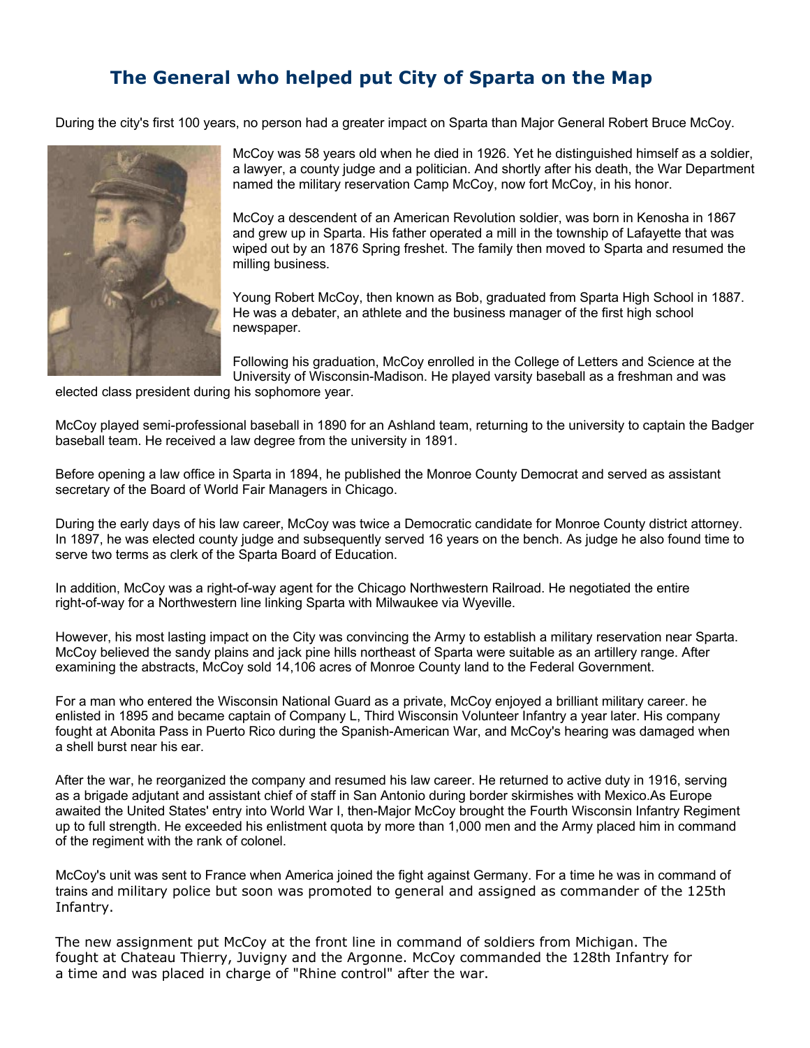# The General who helped put City of Sparta on the Map

During the city's first 100 years, no person had a greater impact on Sparta than Major General Robert Bruce McCoy.

McCoy was 58 years old when he died in 1926. Yet he distinguished himself as a soldier, a lawyer, a county judge and a politician. And shortly after his death, the War Department named the military reservation Camp McCoy, now fort McCoy, in his honor.

McCoy a descendent of an American Revolution soldier, was born in Kenosha in 1867 and grew up in Sparta. His father operated a mill in the township of Lafayette that was wiped out by an 1876 Spring freshet. The family then moved to Sparta and resumed the milling business.

Young Robert McCoy, then known as Bob, graduated from Sparta High School in 1887. He was a debater, an athlete and the business manager of the first high school newspaper.

Following his graduation, McCoy enrolled in the College of Letters and Science at the University of Wisconsin-Madison. He played varsity baseball as a freshman and was elected class president during his sophomore year.

McCoy played semi-professional baseball in 1890 for an Ashland team, returning to the university to captain the Badger baseball team. He received a law degree from the university in 1891.

Before opening a law office in Sparta in 1894, he published the Monroe County Democrat and served as assistant secretary of the Board of World Fair Managers in Chicago.

During the early days of his law career, McCoy was twice a Democratic candidate for Monroe County district attorney. In 1897, he was elected county judge and subsequently served 16 years on the bench. As judge he also found time to serve two terms as clerk of the Sparta Board of Education.

In addition, McCoy was a right-of-way agent for the Chicago Northwestern Railroad. He negotiated the entire right-of-way for a Northwestern line linking Sparta with Milwaukee via Wyeville.

However, his most lasting impact on the City was convincing the Army to establish a military reservation near Sparta. McCoy believed the sandy plains and jack pine hills northeast of Sparta were suitable as an artillery range. After examining the abstracts, McCoy sold 14,106 acres of Monroe County land to the Federal Government.

For a man who entered the Wisconsin National Guard as a private, McCoy enjoyed a brilliant military career. he enlisted in 1895 and became captain of Company L, Third Wisconsin Volunteer Infantry a year later. His company fought at Abonita Pass in Puerto Rico during the Spanish-American War, and McCoy's hearing was damaged when a shell burst near his ear.

After the war, he reorganized the company and resumed his law career. He returned to active duty in 1916, serving as a brigade adjutant and assistant chief of staff in San Antonio during border skirmishes with Mexico.As Europe awaited the United States' entry into World War I, then-Major McCoy brought the Fourth Wisconsin Infantry Regiment up to full strength. He exceeded his enlistment quota by more than 1,000 men and the Army placed him in command of the regiment with the rank of colonel.

McCoy's unit was sent to France when America joined the fight against Germany. For a time he was in command of trains and military police but soon was promoted to general and assigned as commander of the 125th Infantry.

The new assignment put McCoy at the front line in command of soldiers from Michigan. The fought at Chateau Thierry, Juvigny and the Argonne. McCoy commanded the 128th Infantry for a time and was placed in charge of "Rhine control" after the war.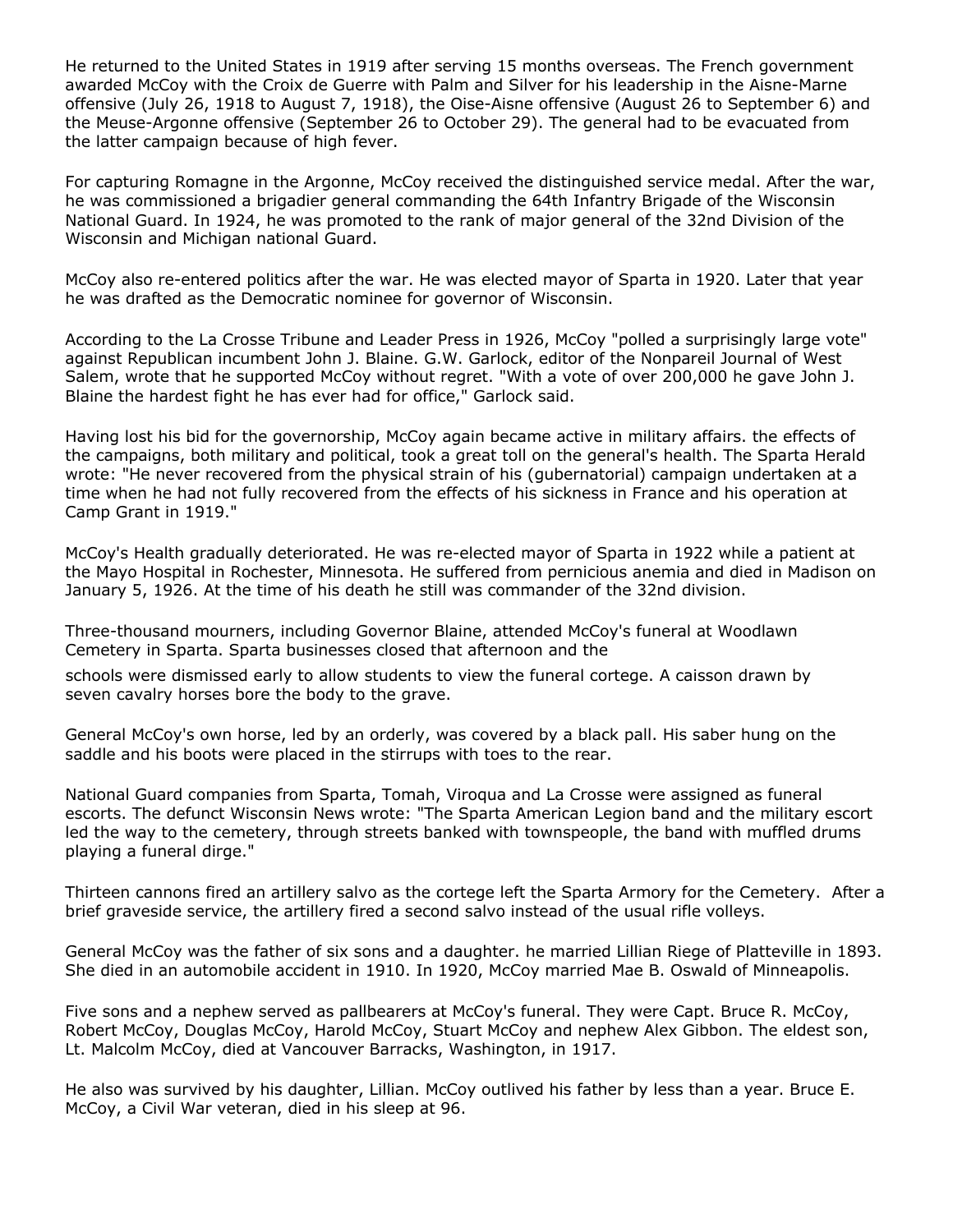He returned to the United States in 1919 after serving 15 months overseas. The French government awarded McCoy with the Croix de Guerre with Palm and Silver for his leadership in the Aisne-Marne offensive (July 26, 1918 to August 7, 1918), the Oise-Aisne offensive (August 26 to September 6) and the Meuse-Argonne offensive (September 26 to October 29). The general had to be evacuated from the latter campaign because of high fever.

For capturing Romagne in the Argonne, McCoy received the distinguished service medal. After the war, he was commissioned a brigadier general commanding the 64th Infantry Brigade of the Wisconsin National Guard. In 1924, he was promoted to the rank of major general of the 32nd Division of the Wisconsin and Michigan national Guard.

McCoy also re-entered politics after the war. He was elected mayor of Sparta in 1920. Later that year he was drafted as the Democratic nominee for governor of Wisconsin.

According to the La Crosse Tribune and Leader Press in 1926, McCoy "polled a surprisingly large vote" against Republican incumbent John J. Blaine. G.W. Garlock, editor of the Nonpareil Journal of West Salem, wrote that he supported McCoy without regret. "With a vote of over 200,000 he gave John J. Blaine the hardest fight he has ever had for office," Garlock said.

Having lost his bid for the governorship, McCoy again became active in military affairs. the effects of the campaigns, both military and political, took a great toll on the general's health. The Sparta Herald wrote: "He never recovered from the physical strain of his (gubernatorial) campaign undertaken at a time when he had not fully recovered from the effects of his sickness in France and his operation at Camp Grant in 1919."

McCoy's Health gradually deteriorated. He was re-elected mayor of Sparta in 1922 while a patient at the Mayo Hospital in Rochester, Minnesota. He suffered from pernicious anemia and died in Madison on January 5, 1926. At the time of his death he still was commander of the 32nd division.

Three-thousand mourners, including Governor Blaine, attended McCoy's funeral at Woodlawn Cemetery in Sparta. Sparta businesses closed that afternoon and the schools were dismissed early to allow students to view the funeral cortege. A caisson drawn by seven cavalry horses bore the body to the grave.

General McCoy's own horse, led by an orderly, was covered by a black pall. His saber hung on the saddle and his boots were placed in the stirrups with toes to the rear.

National Guard companies from Sparta, Tomah, Viroqua and La Crosse were assigned as funeral escorts. The defunct Wisconsin News wrote: "The Sparta American Legion band and the military escort led the way to the cemetery, through streets banked with townspeople, the band with muffled drums playing a funeral dirge."

Thirteen cannons fired an artillery salvo as the cortege left the Sparta Armory for the Cemetery. After a brief graveside service, the artillery fired a second salvo instead of the usual rifle volleys.

General McCoy was the father of six sons and a daughter. he married Lillian Riege of Platteville in 1893. She died in an automobile accident in 1910. In 1920, McCoy married Mae B. Oswald of Minneapolis.

Five sons and a nephew served as pallbearers at McCoy's funeral. They were Capt. Bruce R. McCoy, Robert McCoy, Douglas McCoy, Harold McCoy, Stuart McCoy and nephew Alex Gibbon. The eldest son, Lt. Malcolm McCoy, died at Vancouver Barracks, Washington, in 1917.

He also was survived by his daughter, Lillian. McCoy outlived his father by less than a year. Bruce E. McCoy, a Civil War veteran, died in his sleep at 96.